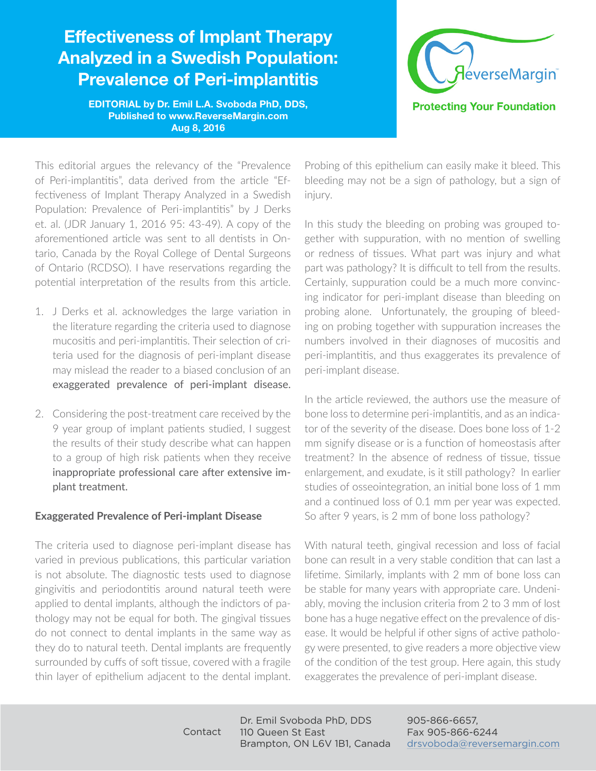# Effectiveness of Implant Therapy Analyzed in a Swedish Population: Prevalence of Peri-implantitis

**EDITORIAL by Dr. Emil L.A. Svoboda PhD, DDS, Published to www.ReverseMargin.com Aug 8, 2016**

ReverseMargin™

**Protecting Your Foundation**

This editorial argues the relevancy of the "Prevalence of Peri-implantitis", data derived from the article "Effectiveness of Implant Therapy Analyzed in a Swedish Population: Prevalence of Peri-implantitis" by J Derks et. al. (JDR January 1, 2016 95: 43-49). A copy of the aforementioned article was sent to all dentists in Ontario, Canada by the Royal College of Dental Surgeons of Ontario (RCDSO). I have reservations regarding the potential interpretation of the results from this article.

1. J Derks et al. acknowledges the large variation in the literature regarding the criteria used to diagnose mucositis and peri-implantitis. Their selection of criteria used for the diagnosis of peri-implant disease may mislead the reader to a biased conclusion of an exaggerated prevalence of peri-implant disease.
2. Considering the post-treatment care received by the 9 year group of implant patients studied, I suggest the results of their study describe what can happen to a group of high risk patients when they receive inappropriate professional care after extensive implant treatment.

**Exaggerated Prevalence of Peri-implant Disease**

The criteria used to diagnose peri-implant disease has varied in previous publications, this particular variation is not absolute. The diagnostic tests used to diagnose gingivitis and periodontitis around natural teeth were applied to dental implants, although the indictors of pathology may not be equal for both. The gingival tissues do not connect to dental implants in the same way as they do to natural teeth. Dental implants are frequently surrounded by cuffs of soft tissue, covered with a fragile thin layer of epithelium adjacent to the dental implant. Probing of this epithelium can easily make it bleed. This bleeding may not be a sign of pathology, but a sign of injury.

In this study the bleeding on probing was grouped together with suppuration, with no mention of swelling or redness of tissues. What part was injury and what part was pathology? It is difficult to tell from the results. Certainly, suppuration could be a much more convincing indicator for peri-implant disease than bleeding on probing alone. Unfortunately, the grouping of bleeding on probing together with suppuration increases the numbers involved in their diagnoses of mucositis and peri-implantitis, and thus exaggerates its prevalence of peri-implant disease.

In the article reviewed, the authors use the measure of bone loss to determine peri-implantitis, and as an indicator of the severity of the disease. Does bone loss of 1-2 mm signify disease or is a function of homeostasis after treatment? In the absence of redness of tissue, tissue enlargement, and exudate, is it still pathology? In earlier studies of osseointegration, an initial bone loss of 1 mm and a continued loss of 0.1 mm per year was expected. So after 9 years, is 2 mm of bone loss pathology?

With natural teeth, gingival recession and loss of facial bone can result in a very stable condition that can last a lifetime. Similarly, implants with 2 mm of bone loss can be stable for many years with appropriate care. Undeniably, moving the inclusion criteria from 2 to 3 mm of lost bone has a huge negative effect on the prevalence of disease. It would be helpful if other signs of active pathology were presented, to give readers a more objective view of the condition of the test group. Here again, this study exaggerates the prevalence of peri-implant disease.

Contact: Dr. Emil Svoboda PhD, DDS, 110 Queen St East, Brampton, ON L6V 1B1, Canada — 905-866-6657, Fax 905-866-6244, drsvoboda@reversemargin.com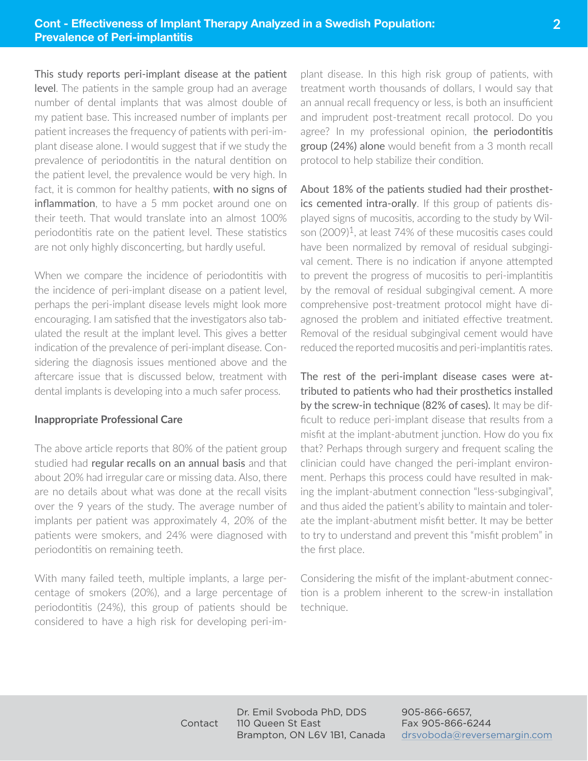This study reports peri-implant disease at the patient level. The patients in the sample group had an average number of dental implants that was almost double of my patient base. This increased number of implants per patient increases the frequency of patients with peri-implant disease alone. I would suggest that if we study the prevalence of periodontitis in the natural dentition on the patient level, the prevalence would be very high. In fact, it is common for healthy patients, with no signs of inflammation, to have a 5 mm pocket around one on their teeth. That would translate into an almost 100% periodontitis rate on the patient level. These statistics are not only highly disconcerting, but hardly useful.

When we compare the incidence of periodontitis with the incidence of peri-implant disease on a patient level, perhaps the peri-implant disease levels might look more encouraging. I am satisfied that the investigators also tabulated the result at the implant level. This gives a better indication of the prevalence of peri-implant disease. Considering the diagnosis issues mentioned above and the aftercare issue that is discussed below, treatment with dental implants is developing into a much safer process.

### Inappropriate Professional Care

The above article reports that 80% of the patient group studied had regular recalls on an annual basis and that about 20% had irregular care or missing data. Also, there are no details about what was done at the recall visits over the 9 years of the study. The average number of implants per patient was approximately 4, 20% of the patients were smokers, and 24% were diagnosed with periodontitis on remaining teeth.

With many failed teeth, multiple implants, a large percentage of smokers (20%), and a large percentage of periodontitis (24%), this group of patients should be considered to have a high risk for developing peri-implant disease. In this high risk group of patients, with treatment worth thousands of dollars, I would say that an annual recall frequency or less, is both an insufficient and imprudent post-treatment recall protocol. Do you agree? In my professional opinion, the periodontitis group (24%) alone would benefit from a 3 month recall protocol to help stabilize their condition.

About 18% of the patients studied had their prosthetics cemented intra-orally. If this group of patients displayed signs of mucositis, according to the study by Wilson (2009)[1], at least 74% of these mucositis cases could have been normalized by removal of residual subgingival cement. There is no indication if anyone attempted to prevent the progress of mucositis to peri-implantitis by the removal of residual subgingival cement. A more comprehensive post-treatment protocol might have diagnosed the problem and initiated effective treatment. Removal of the residual subgingival cement would have reduced the reported mucositis and peri-implantitis rates.

The rest of the peri-implant disease cases were attributed to patients who had their prosthetics installed by the screw-in technique (82% of cases). It may be difficult to reduce peri-implant disease that results from a misfit at the implant-abutment junction. How do you fix that? Perhaps through surgery and frequent scaling the clinician could have changed the peri-implant environment. Perhaps this process could have resulted in making the implant-abutment connection "less-subgingival", and thus aided the patient's ability to maintain and tolerate the implant-abutment misfit better. It may be better to try to understand and prevent this "misfit problem" in the first place.

Considering the misfit of the implant-abutment connection is a problem inherent to the screw-in installation technique.

Contact

Dr. Emil Svoboda PhD, DDS
110 Queen St East
Brampton, ON L6V 1B1, Canada

905-866-6657,
Fax 905-866-6244
drsvoboda@reversemargin.com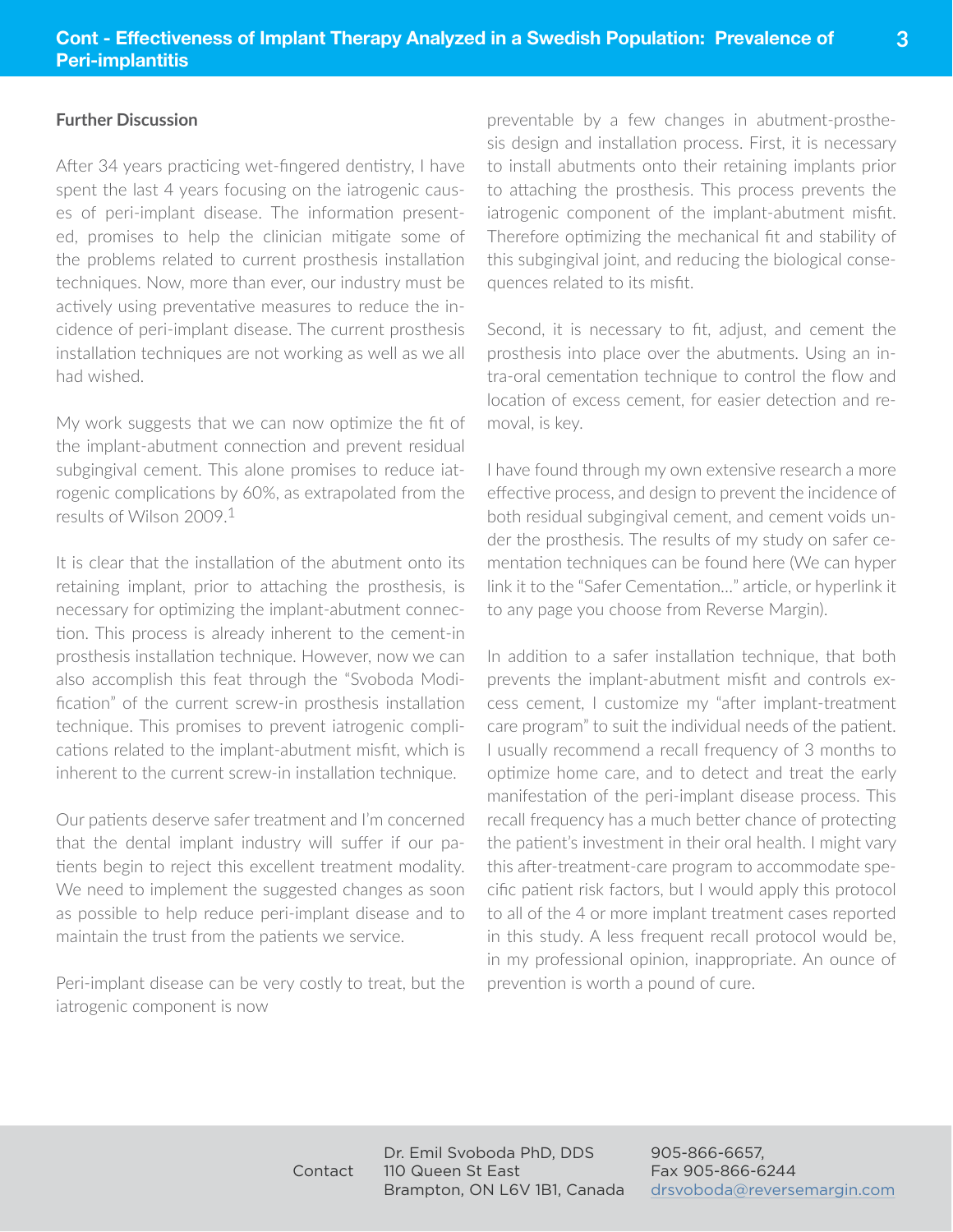## Further Discussion

After 34 years practicing wet-fingered dentistry, I have spent the last 4 years focusing on the iatrogenic causes of peri-implant disease. The information presented, promises to help the clinician mitigate some of the problems related to current prosthesis installation techniques. Now, more than ever, our industry must be actively using preventative measures to reduce the incidence of peri-implant disease. The current prosthesis installation techniques are not working as well as we all had wished.

My work suggests that we can now optimize the fit of the implant-abutment connection and prevent residual subgingival cement. This alone promises to reduce iatrogenic complications by 60%, as extrapolated from the results of Wilson 2009.[1]

It is clear that the installation of the abutment onto its retaining implant, prior to attaching the prosthesis, is necessary for optimizing the implant-abutment connection. This process is already inherent to the cement-in prosthesis installation technique. However, now we can also accomplish this feat through the "Svoboda Modification" of the current screw-in prosthesis installation technique. This promises to prevent iatrogenic complications related to the implant-abutment misfit, which is inherent to the current screw-in installation technique.

Our patients deserve safer treatment and I'm concerned that the dental implant industry will suffer if our patients begin to reject this excellent treatment modality. We need to implement the suggested changes as soon as possible to help reduce peri-implant disease and to maintain the trust from the patients we service.

Peri-implant disease can be very costly to treat, but the iatrogenic component is now preventable by a few changes in abutment-prosthesis design and installation process. First, it is necessary to install abutments onto their retaining implants prior to attaching the prosthesis. This process prevents the iatrogenic component of the implant-abutment misfit. Therefore optimizing the mechanical fit and stability of this subgingival joint, and reducing the biological consequences related to its misfit.

Second, it is necessary to fit, adjust, and cement the prosthesis into place over the abutments. Using an intra-oral cementation technique to control the flow and location of excess cement, for easier detection and removal, is key.

I have found through my own extensive research a more effective process, and design to prevent the incidence of both residual subgingival cement, and cement voids under the prosthesis. The results of my study on safer cementation techniques can be found here (We can hyper link it to the "Safer Cementation..." article, or hyperlink it to any page you choose from Reverse Margin).

In addition to a safer installation technique, that both prevents the implant-abutment misfit and controls excess cement, I customize my "after implant-treatment care program" to suit the individual needs of the patient. I usually recommend a recall frequency of 3 months to optimize home care, and to detect and treat the early manifestation of the peri-implant disease process. This recall frequency has a much better chance of protecting the patient's investment in their oral health. I might vary this after-treatment-care program to accommodate specific patient risk factors, but I would apply this protocol to all of the 4 or more implant treatment cases reported in this study. A less frequent recall protocol would be, in my professional opinion, inappropriate. An ounce of prevention is worth a pound of cure.

Contact

Dr. Emil Svoboda PhD, DDS
110 Queen St East
Brampton, ON L6V 1B1, Canada

905-866-6657,
Fax 905-866-6244
drsvoboda@reversemargin.com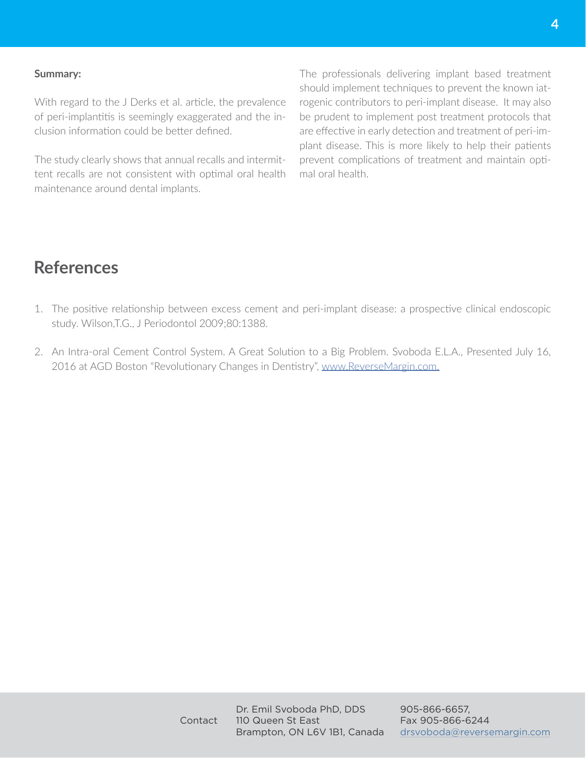**Summary:**

With regard to the J Derks et al. article, the prevalence of peri-implantitis is seemingly exaggerated and the inclusion information could be better defined.

The study clearly shows that annual recalls and intermittent recalls are not consistent with optimal oral health maintenance around dental implants.

The professionals delivering implant based treatment should implement techniques to prevent the known iatrogenic contributors to peri-implant disease. It may also be prudent to implement post treatment protocols that are effective in early detection and treatment of peri-implant disease. This is more likely to help their patients prevent complications of treatment and maintain optimal oral health.

## References

1. The positive relationship between excess cement and peri-implant disease: a prospective clinical endoscopic study. Wilson,T.G., J Periodontol 2009;80:1388.

2. An Intra-oral Cement Control System. A Great Solution to a Big Problem. Svoboda E.L.A., Presented July 16, 2016 at AGD Boston "Revolutionary Changes in Dentistry", www.ReverseMargin.com.

Contact

Dr. Emil Svoboda PhD, DDS
110 Queen St East
Brampton, ON L6V 1B1, Canada

905-866-6657,
Fax 905-866-6244
drsvoboda@reversemargin.com